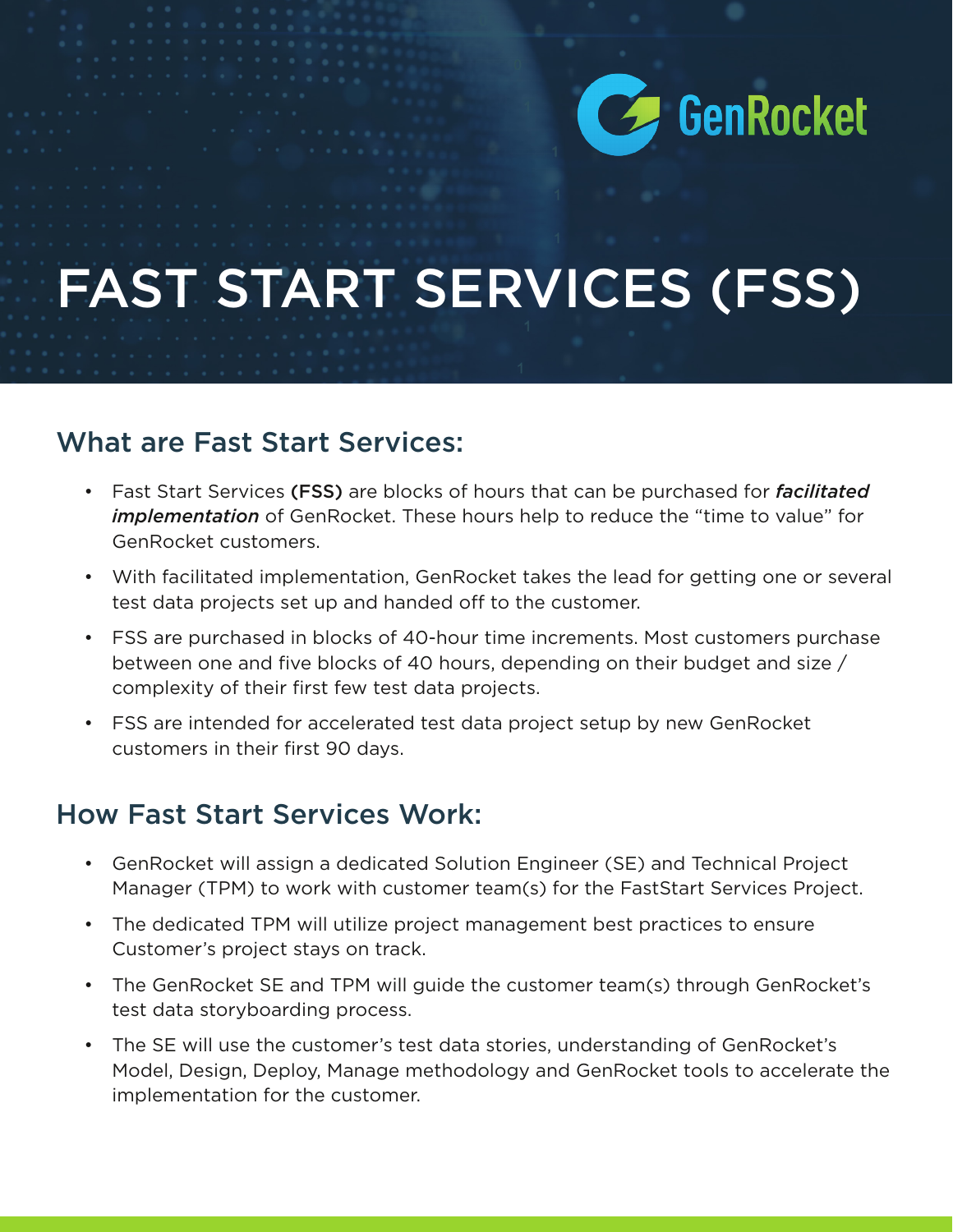GenRocket

# FAST START SERVICES (FSS)

## What are Fast Start Services:

- Fast Start Services **(FSS)** are blocks of hours that can be purchased for ***facilitated implementation*** of GenRocket. These hours help to reduce the "time to value" for GenRocket customers.
- With facilitated implementation, GenRocket takes the lead for getting one or several test data projects set up and handed off to the customer.
- FSS are purchased in blocks of 40-hour time increments. Most customers purchase between one and five blocks of 40 hours, depending on their budget and size / complexity of their first few test data projects.
- FSS are intended for accelerated test data project setup by new GenRocket customers in their first 90 days.

## How Fast Start Services Work:

- GenRocket will assign a dedicated Solution Engineer (SE) and Technical Project Manager (TPM) to work with customer team(s) for the FastStart Services Project.
- The dedicated TPM will utilize project management best practices to ensure Customer's project stays on track.
- The GenRocket SE and TPM will guide the customer team(s) through GenRocket's test data storyboarding process.
- The SE will use the customer's test data stories, understanding of GenRocket's Model, Design, Deploy, Manage methodology and GenRocket tools to accelerate the implementation for the customer.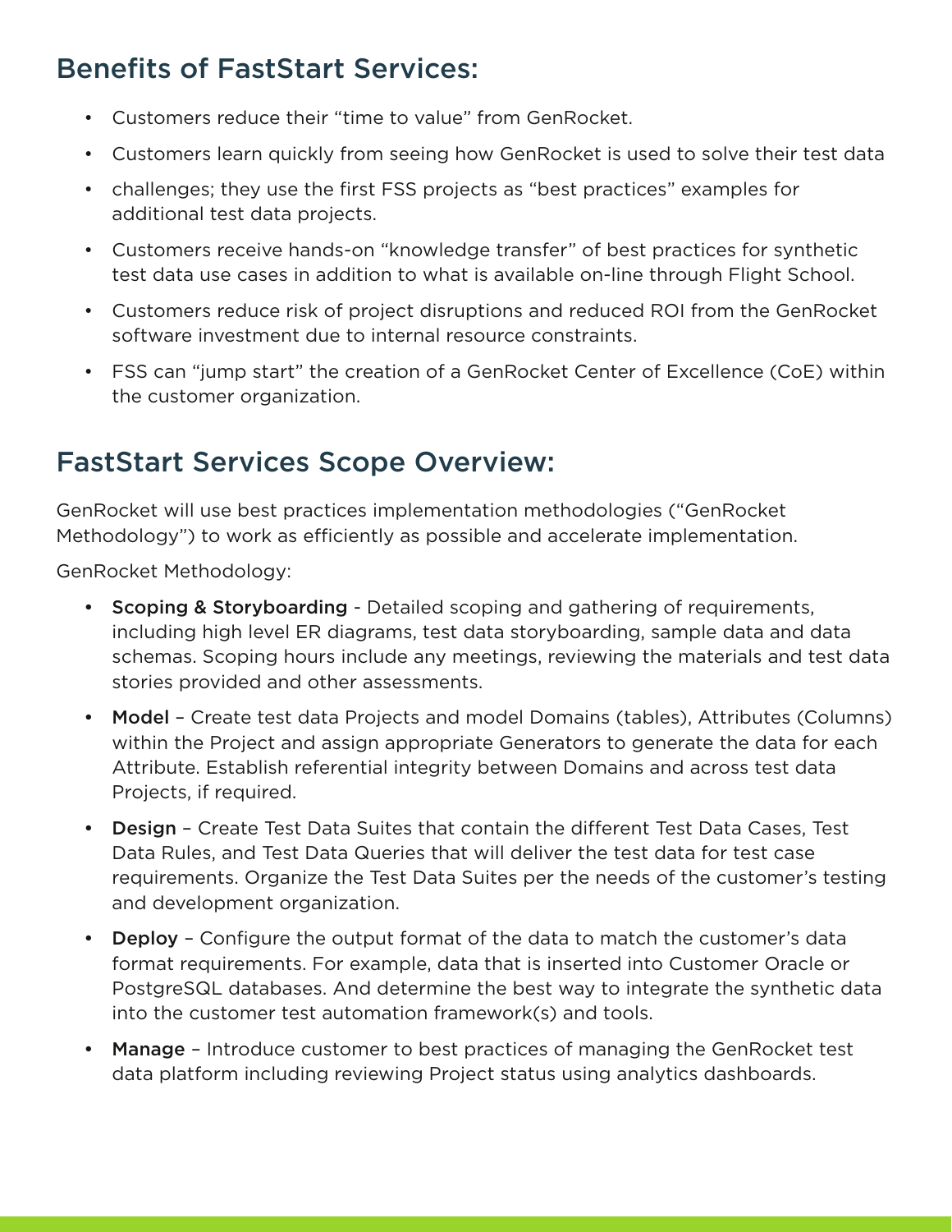## Benefits of FastStart Services:

- Customers reduce their "time to value" from GenRocket.
- Customers learn quickly from seeing how GenRocket is used to solve their test data
- challenges; they use the first FSS projects as "best practices" examples for additional test data projects.
- Customers receive hands-on "knowledge transfer" of best practices for synthetic test data use cases in addition to what is available on-line through Flight School.
- Customers reduce risk of project disruptions and reduced ROI from the GenRocket software investment due to internal resource constraints.
- FSS can "jump start" the creation of a GenRocket Center of Excellence (CoE) within the customer organization.

## FastStart Services Scope Overview:

GenRocket will use best practices implementation methodologies ("GenRocket Methodology") to work as efficiently as possible and accelerate implementation.

GenRocket Methodology:

- **Scoping & Storyboarding** - Detailed scoping and gathering of requirements, including high level ER diagrams, test data storyboarding, sample data and data schemas. Scoping hours include any meetings, reviewing the materials and test data stories provided and other assessments.
- **Model** – Create test data Projects and model Domains (tables), Attributes (Columns) within the Project and assign appropriate Generators to generate the data for each Attribute. Establish referential integrity between Domains and across test data Projects, if required.
- **Design** – Create Test Data Suites that contain the different Test Data Cases, Test Data Rules, and Test Data Queries that will deliver the test data for test case requirements. Organize the Test Data Suites per the needs of the customer's testing and development organization.
- **Deploy** – Configure the output format of the data to match the customer's data format requirements. For example, data that is inserted into Customer Oracle or PostgreSQL databases. And determine the best way to integrate the synthetic data into the customer test automation framework(s) and tools.
- **Manage** – Introduce customer to best practices of managing the GenRocket test data platform including reviewing Project status using analytics dashboards.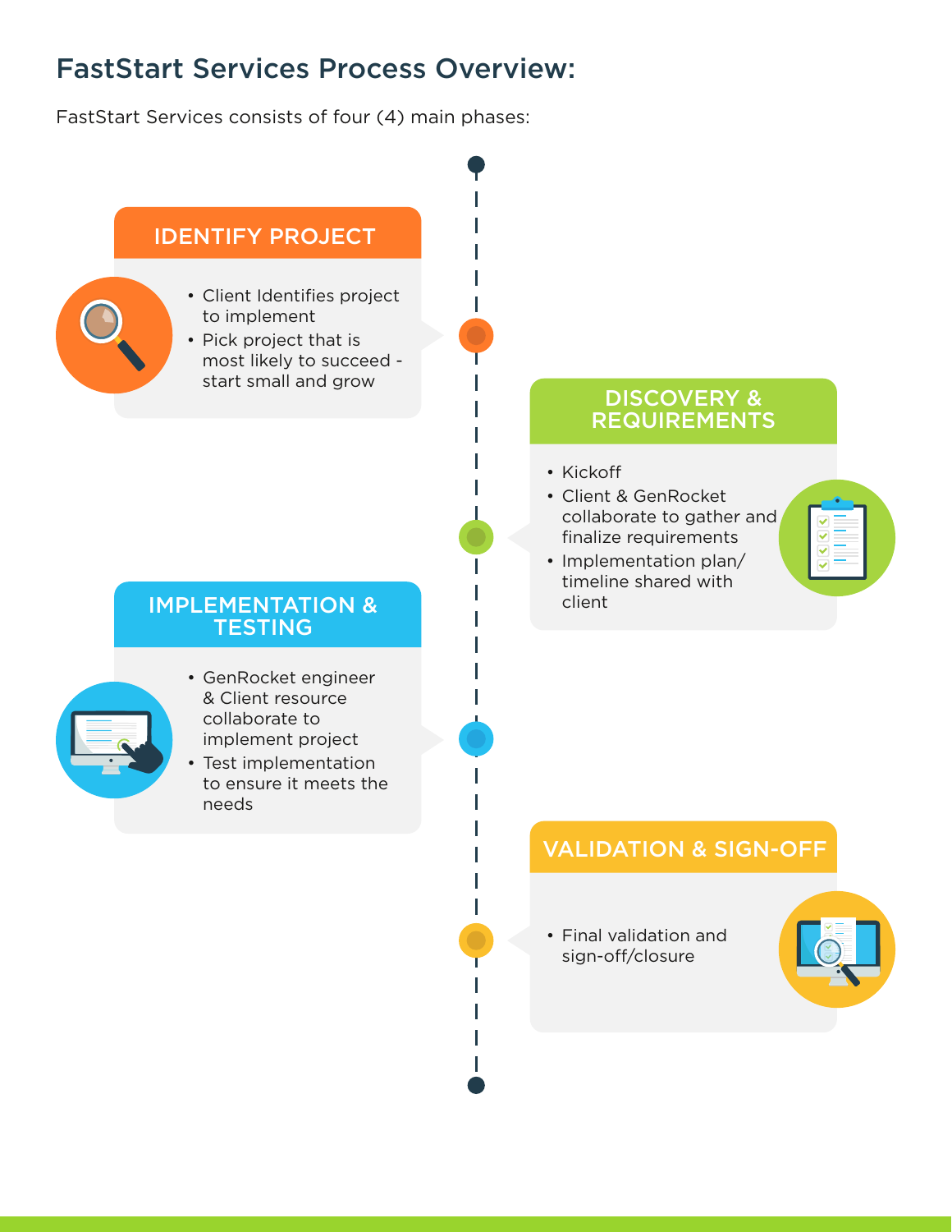## FastStart Services Process Overview:

FastStart Services consists of four (4) main phases:

### IDENTIFY PROJECT

- Client Identifies project to implement
- Pick project that is most likely to succeed - start small and grow

### DISCOVERY & REQUIREMENTS

- Kickoff
- Client & GenRocket collaborate to gather and finalize requirements
- Implementation plan/ timeline shared with client

### IMPLEMENTATION & TESTING

- GenRocket engineer & Client resource collaborate to implement project
- Test implementation to ensure it meets the needs

### VALIDATION & SIGN-OFF

- Final validation and sign-off/closure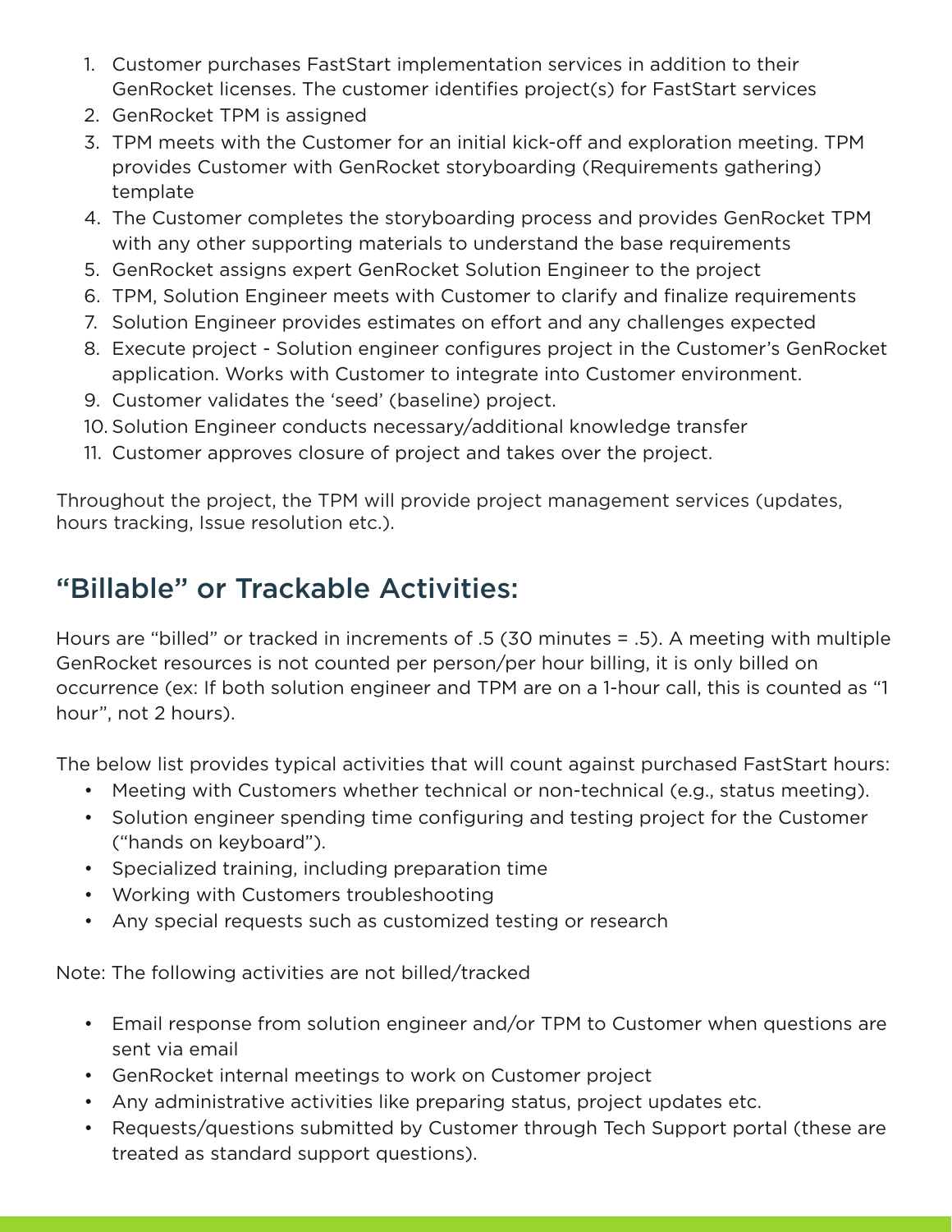1. Customer purchases FastStart implementation services in addition to their GenRocket licenses. The customer identifies project(s) for FastStart services
2. GenRocket TPM is assigned
3. TPM meets with the Customer for an initial kick-off and exploration meeting. TPM provides Customer with GenRocket storyboarding (Requirements gathering) template
4. The Customer completes the storyboarding process and provides GenRocket TPM with any other supporting materials to understand the base requirements
5. GenRocket assigns expert GenRocket Solution Engineer to the project
6. TPM, Solution Engineer meets with Customer to clarify and finalize requirements
7. Solution Engineer provides estimates on effort and any challenges expected
8. Execute project - Solution engineer configures project in the Customer's GenRocket application. Works with Customer to integrate into Customer environment.
9. Customer validates the 'seed' (baseline) project.
10. Solution Engineer conducts necessary/additional knowledge transfer
11. Customer approves closure of project and takes over the project.

Throughout the project, the TPM will provide project management services (updates, hours tracking, Issue resolution etc.).

## "Billable" or Trackable Activities:

Hours are "billed" or tracked in increments of .5 (30 minutes = .5). A meeting with multiple GenRocket resources is not counted per person/per hour billing, it is only billed on occurrence (ex: If both solution engineer and TPM are on a 1-hour call, this is counted as "1 hour", not 2 hours).

The below list provides typical activities that will count against purchased FastStart hours:

- Meeting with Customers whether technical or non-technical (e.g., status meeting).
- Solution engineer spending time configuring and testing project for the Customer ("hands on keyboard").
- Specialized training, including preparation time
- Working with Customers troubleshooting
- Any special requests such as customized testing or research

Note: The following activities are not billed/tracked

- Email response from solution engineer and/or TPM to Customer when questions are sent via email
- GenRocket internal meetings to work on Customer project
- Any administrative activities like preparing status, project updates etc.
- Requests/questions submitted by Customer through Tech Support portal (these are treated as standard support questions).